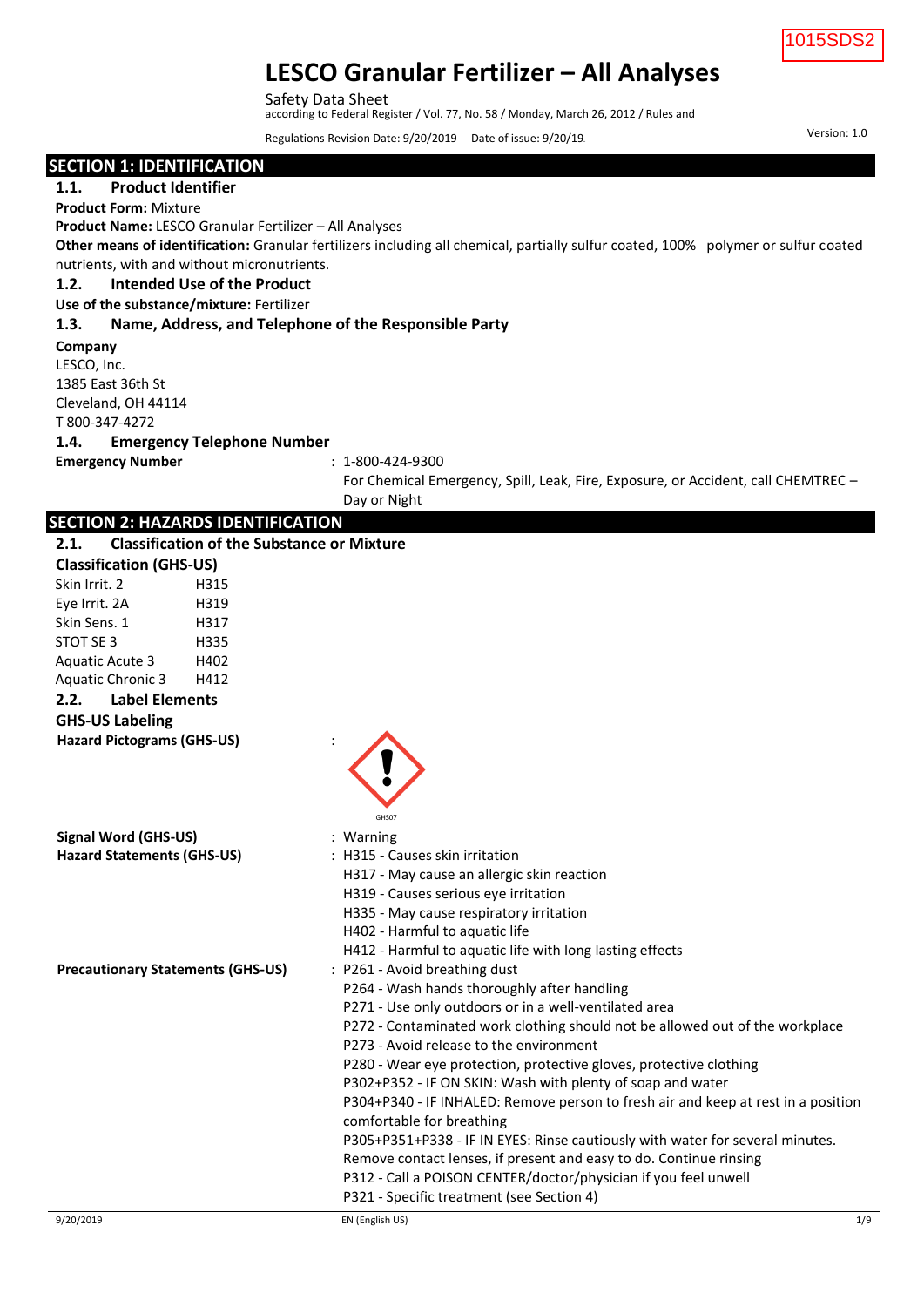1015SDS2

# LESCO Granular Fertilizer – All Analyses

Safety Data Sheet
according to Federal Register / Vol. 77, No. 58 / Monday, March 26, 2012 / Rules and Regulations Revision Date: 9/20/2019 Date of issue: 9/20/19

Version: 1.0

## SECTION 1: IDENTIFICATION

### 1.1. Product Identifier

**Product Form:** Mixture

**Product Name:** LESCO Granular Fertilizer – All Analyses

**Other means of identification:** Granular fertilizers including all chemical, partially sulfur coated, 100% polymer or sulfur coated nutrients, with and without micronutrients.

### 1.2. Intended Use of the Product

**Use of the substance/mixture:** Fertilizer

### 1.3. Name, Address, and Telephone of the Responsible Party

**Company**

LESCO, Inc.
1385 East 36th St
Cleveland, OH 44114
T 800-347-4272

### 1.4. Emergency Telephone Number

**Emergency Number** : 1-800-424-9300
For Chemical Emergency, Spill, Leak, Fire, Exposure, or Accident, call CHEMTREC – Day or Night

## SECTION 2: HAZARDS IDENTIFICATION

### 2.1. Classification of the Substance or Mixture

**Classification (GHS-US)**

| | |
|---|---|
| Skin Irrit. 2 | H315 |
| Eye Irrit. 2A | H319 |
| Skin Sens. 1 | H317 |
| STOT SE 3 | H335 |
| Aquatic Acute 3 | H402 |
| Aquatic Chronic 3 | H412 |

### 2.2. Label Elements

**GHS-US Labeling**

**Hazard Pictograms (GHS-US)** :

GHS07

**Signal Word (GHS-US)** : Warning

**Hazard Statements (GHS-US)** :
- H315 - Causes skin irritation
- H317 - May cause an allergic skin reaction
- H319 - Causes serious eye irritation
- H335 - May cause respiratory irritation
- H402 - Harmful to aquatic life
- H412 - Harmful to aquatic life with long lasting effects

**Precautionary Statements (GHS-US)** :
- P261 - Avoid breathing dust
- P264 - Wash hands thoroughly after handling
- P271 - Use only outdoors or in a well-ventilated area
- P272 - Contaminated work clothing should not be allowed out of the workplace
- P273 - Avoid release to the environment
- P280 - Wear eye protection, protective gloves, protective clothing
- P302+P352 - IF ON SKIN: Wash with plenty of soap and water
- P304+P340 - IF INHALED: Remove person to fresh air and keep at rest in a position comfortable for breathing
- P305+P351+P338 - IF IN EYES: Rinse cautiously with water for several minutes. Remove contact lenses, if present and easy to do. Continue rinsing
- P312 - Call a POISON CENTER/doctor/physician if you feel unwell
- P321 - Specific treatment (see Section 4)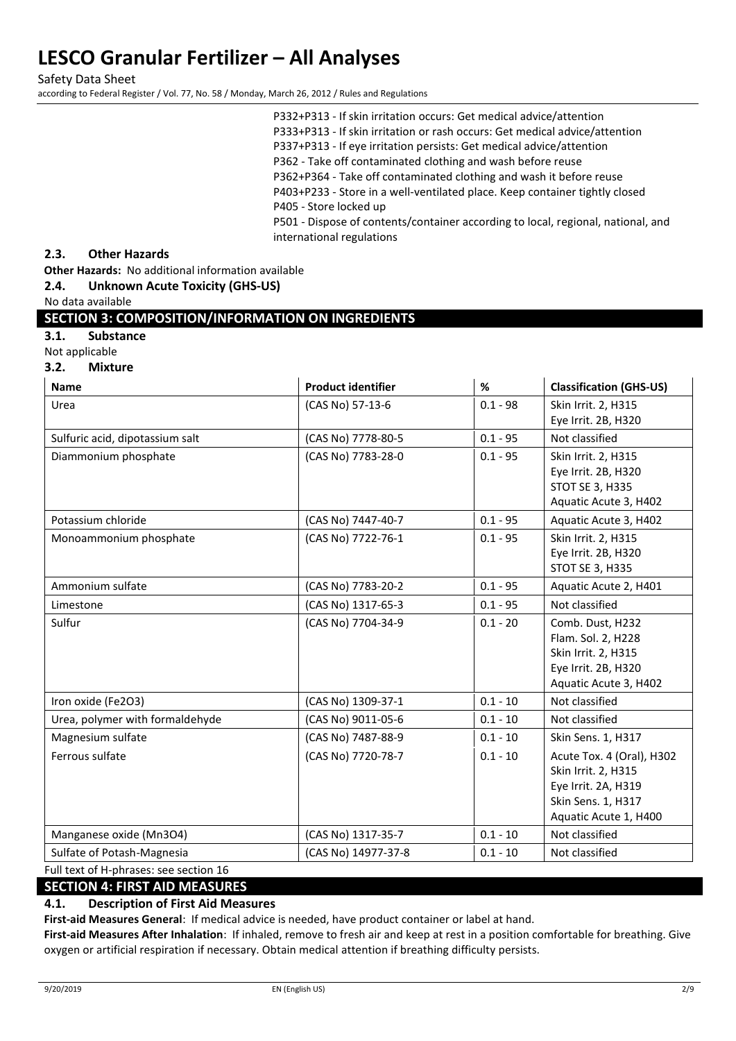P332+P313 - If skin irritation occurs: Get medical advice/attention
P333+P313 - If skin irritation or rash occurs: Get medical advice/attention
P337+P313 - If eye irritation persists: Get medical advice/attention
P362 - Take off contaminated clothing and wash before reuse
P362+P364 - Take off contaminated clothing and wash it before reuse
P403+P233 - Store in a well-ventilated place. Keep container tightly closed
P405 - Store locked up
P501 - Dispose of contents/container according to local, regional, national, and international regulations

### 2.3. Other Hazards

**Other Hazards:** No additional information available

### 2.4. Unknown Acute Toxicity (GHS-US)

No data available

## SECTION 3: COMPOSITION/INFORMATION ON INGREDIENTS

### 3.1. Substance

Not applicable

### 3.2. Mixture

| Name | Product identifier | % | Classification (GHS-US) |
|---|---|---|---|
| Urea | (CAS No) 57-13-6 | 0.1 - 98 | Skin Irrit. 2, H315<br>Eye Irrit. 2B, H320 |
| Sulfuric acid, dipotassium salt | (CAS No) 7778-80-5 | 0.1 - 95 | Not classified |
| Diammonium phosphate | (CAS No) 7783-28-0 | 0.1 - 95 | Skin Irrit. 2, H315<br>Eye Irrit. 2B, H320<br>STOT SE 3, H335<br>Aquatic Acute 3, H402 |
| Potassium chloride | (CAS No) 7447-40-7 | 0.1 - 95 | Aquatic Acute 3, H402 |
| Monoammonium phosphate | (CAS No) 7722-76-1 | 0.1 - 95 | Skin Irrit. 2, H315<br>Eye Irrit. 2B, H320<br>STOT SE 3, H335 |
| Ammonium sulfate | (CAS No) 7783-20-2 | 0.1 - 95 | Aquatic Acute 2, H401 |
| Limestone | (CAS No) 1317-65-3 | 0.1 - 95 | Not classified |
| Sulfur | (CAS No) 7704-34-9 | 0.1 - 20 | Comb. Dust, H232<br>Flam. Sol. 2, H228<br>Skin Irrit. 2, H315<br>Eye Irrit. 2B, H320<br>Aquatic Acute 3, H402 |
| Iron oxide ($Fe_2O_3$) | (CAS No) 1309-37-1 | 0.1 - 10 | Not classified |
| Urea, polymer with formaldehyde | (CAS No) 9011-05-6 | 0.1 - 10 | Not classified |
| Magnesium sulfate | (CAS No) 7487-88-9 | 0.1 - 10 | Skin Sens. 1, H317 |
| Ferrous sulfate | (CAS No) 7720-78-7 | 0.1 - 10 | Acute Tox. 4 (Oral), H302<br>Skin Irrit. 2, H315<br>Eye Irrit. 2A, H319<br>Skin Sens. 1, H317<br>Aquatic Acute 1, H400 |
| Manganese oxide ($Mn_3O_4$) | (CAS No) 1317-35-7 | 0.1 - 10 | Not classified |
| Sulfate of Potash-Magnesia | (CAS No) 14977-37-8 | 0.1 - 10 | Not classified |

Full text of H-phrases: see section 16

## SECTION 4: FIRST AID MEASURES

### 4.1. Description of First Aid Measures

**First-aid Measures General**: If medical advice is needed, have product container or label at hand.

**First-aid Measures After Inhalation**: If inhaled, remove to fresh air and keep at rest in a position comfortable for breathing. Give oxygen or artificial respiration if necessary. Obtain medical attention if breathing difficulty persists.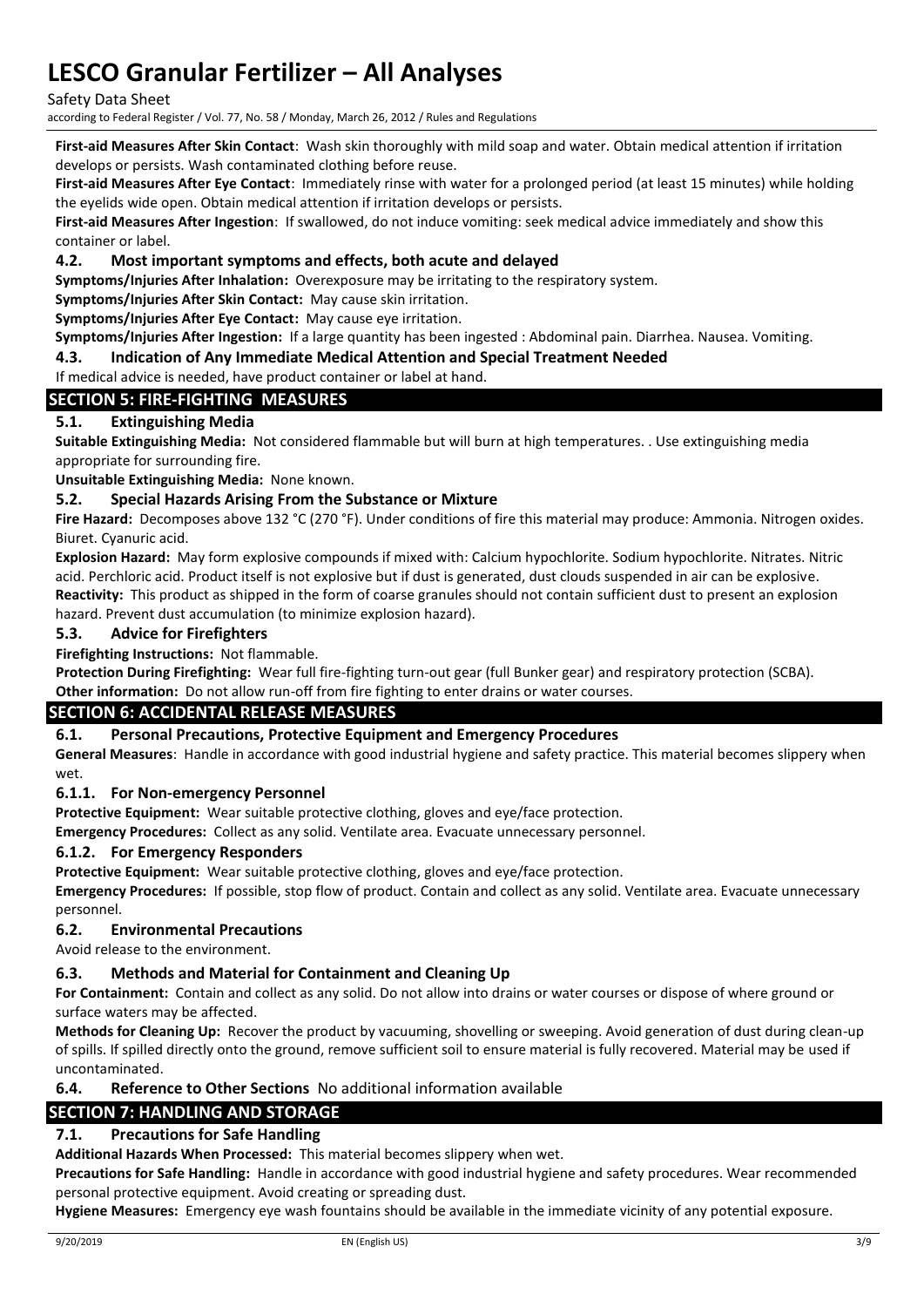**First-aid Measures After Skin Contact**: Wash skin thoroughly with mild soap and water. Obtain medical attention if irritation develops or persists. Wash contaminated clothing before reuse.

**First-aid Measures After Eye Contact**: Immediately rinse with water for a prolonged period (at least 15 minutes) while holding the eyelids wide open. Obtain medical attention if irritation develops or persists.

**First-aid Measures After Ingestion**: If swallowed, do not induce vomiting: seek medical advice immediately and show this container or label.

### 4.2. Most important symptoms and effects, both acute and delayed

**Symptoms/Injuries After Inhalation:** Overexposure may be irritating to the respiratory system.

**Symptoms/Injuries After Skin Contact:** May cause skin irritation.

**Symptoms/Injuries After Eye Contact:** May cause eye irritation.

**Symptoms/Injuries After Ingestion:** If a large quantity has been ingested : Abdominal pain. Diarrhea. Nausea. Vomiting.

### 4.3. Indication of Any Immediate Medical Attention and Special Treatment Needed

If medical advice is needed, have product container or label at hand.

## SECTION 5: FIRE-FIGHTING MEASURES

### 5.1. Extinguishing Media

**Suitable Extinguishing Media:** Not considered flammable but will burn at high temperatures. . Use extinguishing media appropriate for surrounding fire.

**Unsuitable Extinguishing Media:** None known.

### 5.2. Special Hazards Arising From the Substance or Mixture

**Fire Hazard:** Decomposes above 132 °C (270 °F). Under conditions of fire this material may produce: Ammonia. Nitrogen oxides. Biuret. Cyanuric acid.

**Explosion Hazard:** May form explosive compounds if mixed with: Calcium hypochlorite. Sodium hypochlorite. Nitrates. Nitric acid. Perchloric acid. Product itself is not explosive but if dust is generated, dust clouds suspended in air can be explosive.

**Reactivity:** This product as shipped in the form of coarse granules should not contain sufficient dust to present an explosion hazard. Prevent dust accumulation (to minimize explosion hazard).

### 5.3. Advice for Firefighters

**Firefighting Instructions:** Not flammable.

**Protection During Firefighting:** Wear full fire-fighting turn-out gear (full Bunker gear) and respiratory protection (SCBA).

**Other information:** Do not allow run-off from fire fighting to enter drains or water courses.

## SECTION 6: ACCIDENTAL RELEASE MEASURES

### 6.1. Personal Precautions, Protective Equipment and Emergency Procedures

**General Measures**: Handle in accordance with good industrial hygiene and safety practice. This material becomes slippery when wet.

#### 6.1.1. For Non-emergency Personnel

**Protective Equipment:** Wear suitable protective clothing, gloves and eye/face protection.

**Emergency Procedures:** Collect as any solid. Ventilate area. Evacuate unnecessary personnel.

#### 6.1.2. For Emergency Responders

**Protective Equipment:** Wear suitable protective clothing, gloves and eye/face protection.

**Emergency Procedures:** If possible, stop flow of product. Contain and collect as any solid. Ventilate area. Evacuate unnecessary personnel.

### 6.2. Environmental Precautions

Avoid release to the environment.

### 6.3. Methods and Material for Containment and Cleaning Up

**For Containment:** Contain and collect as any solid. Do not allow into drains or water courses or dispose of where ground or surface waters may be affected.

**Methods for Cleaning Up:** Recover the product by vacuuming, shovelling or sweeping. Avoid generation of dust during clean-up of spills. If spilled directly onto the ground, remove sufficient soil to ensure material is fully recovered. Material may be used if uncontaminated.

### 6.4. Reference to Other Sections No additional information available

## SECTION 7: HANDLING AND STORAGE

### 7.1. Precautions for Safe Handling

**Additional Hazards When Processed:** This material becomes slippery when wet.

**Precautions for Safe Handling:** Handle in accordance with good industrial hygiene and safety procedures. Wear recommended personal protective equipment. Avoid creating or spreading dust.

**Hygiene Measures:** Emergency eye wash fountains should be available in the immediate vicinity of any potential exposure.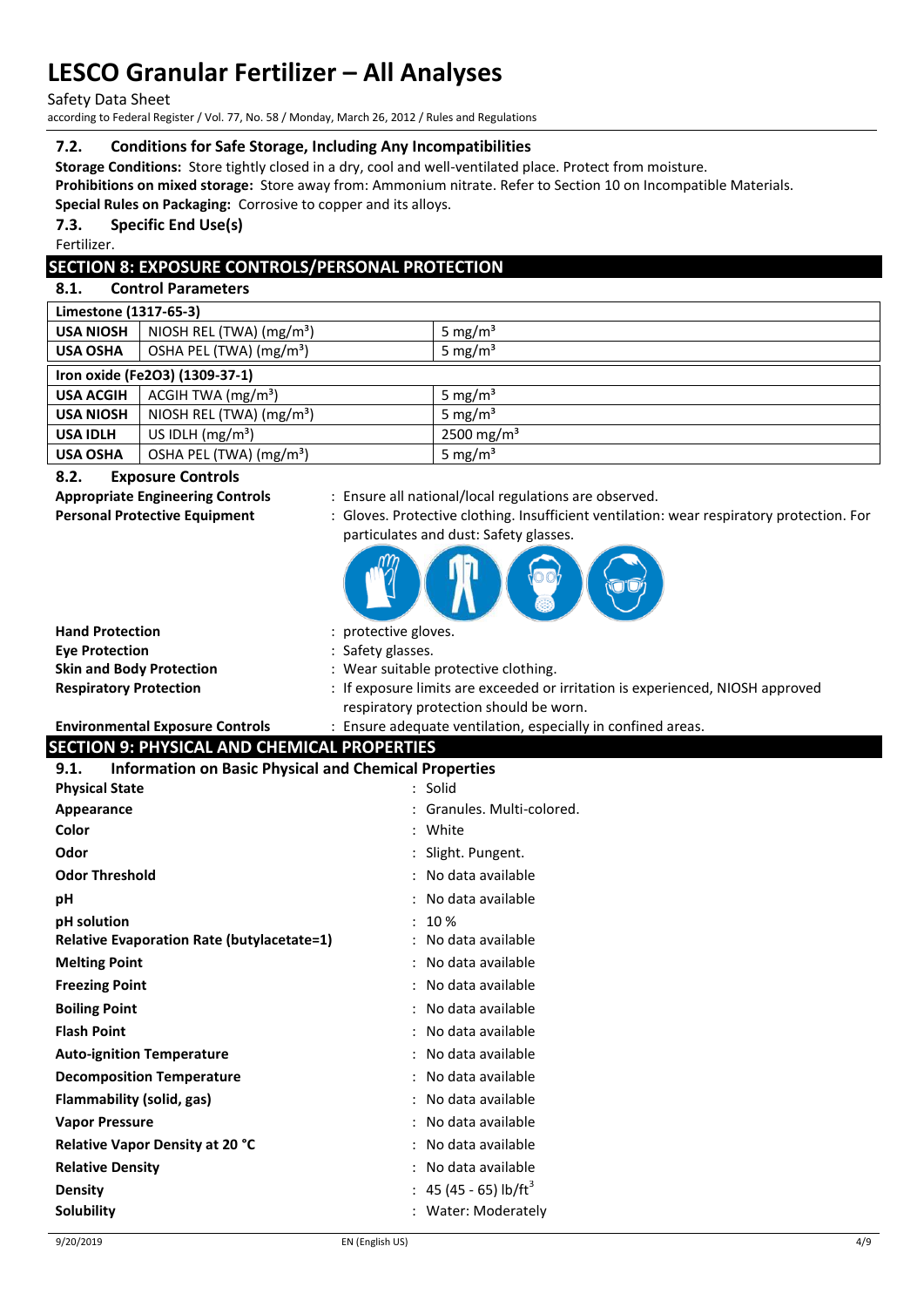### 7.2. Conditions for Safe Storage, Including Any Incompatibilities

**Storage Conditions:** Store tightly closed in a dry, cool and well-ventilated place. Protect from moisture.

**Prohibitions on mixed storage:** Store away from: Ammonium nitrate. Refer to Section 10 on Incompatible Materials.

**Special Rules on Packaging:** Corrosive to copper and its alloys.

### 7.3. Specific End Use(s)

Fertilizer.

## SECTION 8: EXPOSURE CONTROLS/PERSONAL PROTECTION

### 8.1. Control Parameters

| Limestone (1317-65-3) | | |
|---|---|---|
| **USA NIOSH** | NIOSH REL (TWA) ($mg/m^3$) | 5 $mg/m^3$ |
| **USA OSHA** | OSHA PEL (TWA) ($mg/m^3$) | 5 $mg/m^3$ |

| Iron oxide ($Fe_2O_3$) (1309-37-1) | | |
|---|---|---|
| **USA ACGIH** | ACGIH TWA ($mg/m^3$) | 5 $mg/m^3$ |
| **USA NIOSH** | NIOSH REL (TWA) ($mg/m^3$) | 5 $mg/m^3$ |
| **USA IDLH** | US IDLH ($mg/m^3$) | 2500 $mg/m^3$ |
| **USA OSHA** | OSHA PEL (TWA) ($mg/m^3$) | 5 $mg/m^3$ |

### 8.2. Exposure Controls

**Appropriate Engineering Controls** : Ensure all national/local regulations are observed.

**Personal Protective Equipment** : Gloves. Protective clothing. Insufficient ventilation: wear respiratory protection. For particulates and dust: Safety glasses.

**Hand Protection** : protective gloves.

**Eye Protection** : Safety glasses.

**Skin and Body Protection** : Wear suitable protective clothing.

**Respiratory Protection** : If exposure limits are exceeded or irritation is experienced, NIOSH approved respiratory protection should be worn.

**Environmental Exposure Controls** : Ensure adequate ventilation, especially in confined areas.

## SECTION 9: PHYSICAL AND CHEMICAL PROPERTIES

### 9.1. Information on Basic Physical and Chemical Properties

**Physical State** : Solid

**Appearance** : Granules. Multi-colored.

**Color** : White

**Odor** : Slight. Pungent.

**Odor Threshold** : No data available

**pH** : No data available

**pH solution** : 10 %

**Relative Evaporation Rate (butylacetate=1)** : No data available

**Melting Point** : No data available

**Freezing Point** : No data available

**Boiling Point** : No data available

**Flash Point** : No data available

**Auto-ignition Temperature** : No data available

**Decomposition Temperature** : No data available

**Flammability (solid, gas)** : No data available

**Vapor Pressure** : No data available

**Relative Vapor Density at 20 °C** : No data available

**Relative Density** : No data available

**Density** : 45 (45 - 65) $lb/ft^3$

**Solubility** : Water: Moderately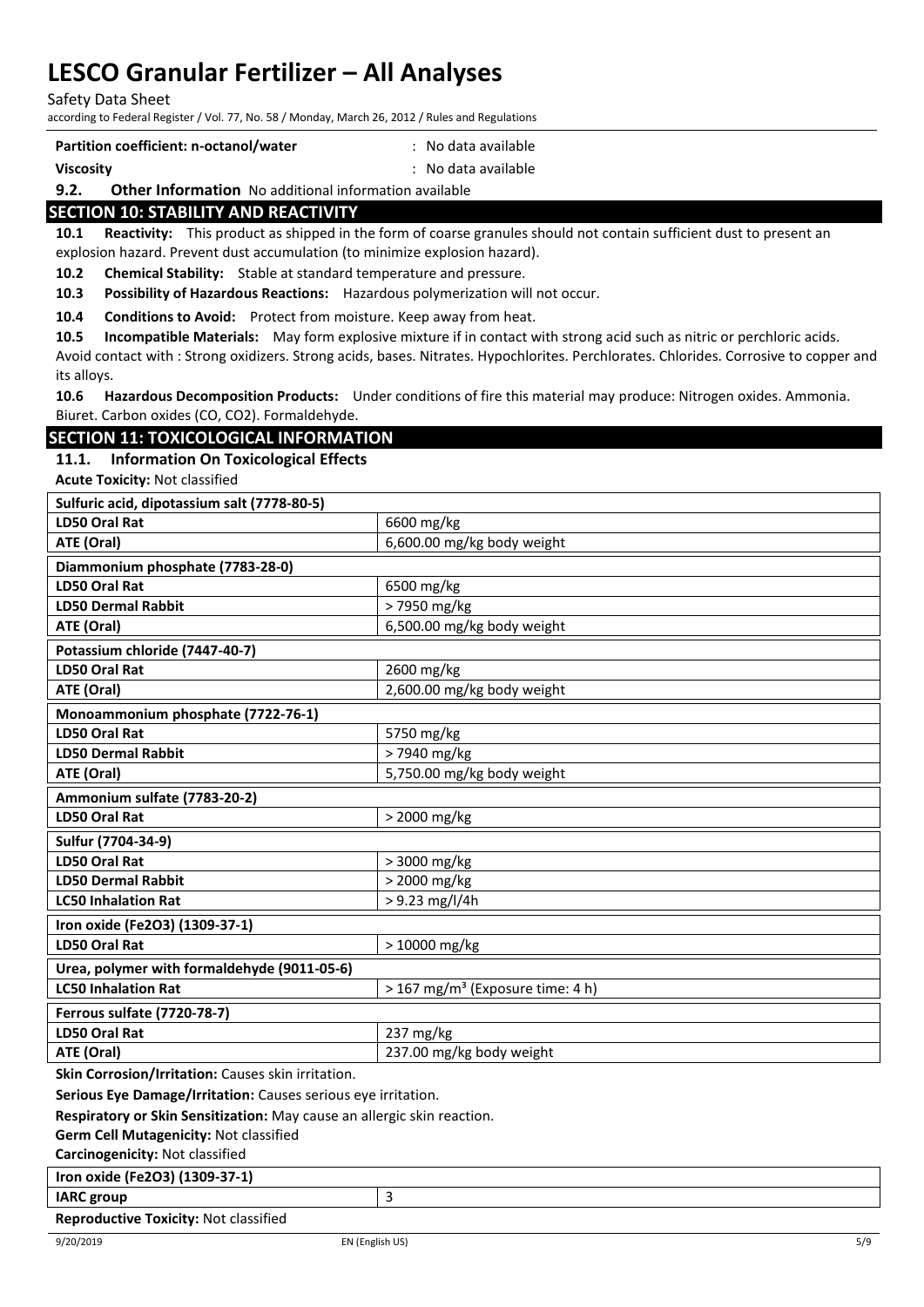**Partition coefficient: n-octanol/water** : No data available

**Viscosity** : No data available

**9.2. Other Information** No additional information available

## SECTION 10: STABILITY AND REACTIVITY

**10.1 Reactivity:** This product as shipped in the form of coarse granules should not contain sufficient dust to present an explosion hazard. Prevent dust accumulation (to minimize explosion hazard).

**10.2 Chemical Stability:** Stable at standard temperature and pressure.

**10.3 Possibility of Hazardous Reactions:** Hazardous polymerization will not occur.

**10.4 Conditions to Avoid:** Protect from moisture. Keep away from heat.

**10.5 Incompatible Materials:** May form explosive mixture if in contact with strong acid such as nitric or perchloric acids. Avoid contact with : Strong oxidizers. Strong acids, bases. Nitrates. Hypochlorites. Perchlorates. Chlorides. Corrosive to copper and its alloys.

**10.6 Hazardous Decomposition Products:** Under conditions of fire this material may produce: Nitrogen oxides. Ammonia. Biuret. Carbon oxides (CO, CO2). Formaldehyde.

## SECTION 11: TOXICOLOGICAL INFORMATION

### 11.1. Information On Toxicological Effects

**Acute Toxicity:** Not classified

| **Sulfuric acid, dipotassium salt (7778-80-5)** | |
|---|---|
| **LD50 Oral Rat** | 6600 mg/kg |
| **ATE (Oral)** | 6,600.00 mg/kg body weight |
| **Diammonium phosphate (7783-28-0)** | |
| **LD50 Oral Rat** | 6500 mg/kg |
| **LD50 Dermal Rabbit** | > 7950 mg/kg |
| **ATE (Oral)** | 6,500.00 mg/kg body weight |
| **Potassium chloride (7447-40-7)** | |
| **LD50 Oral Rat** | 2600 mg/kg |
| **ATE (Oral)** | 2,600.00 mg/kg body weight |
| **Monoammonium phosphate (7722-76-1)** | |
| **LD50 Oral Rat** | 5750 mg/kg |
| **LD50 Dermal Rabbit** | > 7940 mg/kg |
| **ATE (Oral)** | 5,750.00 mg/kg body weight |
| **Ammonium sulfate (7783-20-2)** | |
| **LD50 Oral Rat** | > 2000 mg/kg |
| **Sulfur (7704-34-9)** | |
| **LD50 Oral Rat** | > 3000 mg/kg |
| **LD50 Dermal Rabbit** | > 2000 mg/kg |
| **LC50 Inhalation Rat** | > 9.23 mg/l/4h |
| **Iron oxide (Fe2O3) (1309-37-1)** | |
| **LD50 Oral Rat** | > 10000 mg/kg |
| **Urea, polymer with formaldehyde (9011-05-6)** | |
| **LC50 Inhalation Rat** | > 167 mg/m³ (Exposure time: 4 h) |
| **Ferrous sulfate (7720-78-7)** | |
| **LD50 Oral Rat** | 237 mg/kg |
| **ATE (Oral)** | 237.00 mg/kg body weight |

**Skin Corrosion/Irritation:** Causes skin irritation.

**Serious Eye Damage/Irritation:** Causes serious eye irritation.

**Respiratory or Skin Sensitization:** May cause an allergic skin reaction.

**Germ Cell Mutagenicity:** Not classified

**Carcinogenicity:** Not classified

| **Iron oxide (Fe2O3) (1309-37-1)** | |
|---|---|
| **IARC group** | 3 |

**Reproductive Toxicity:** Not classified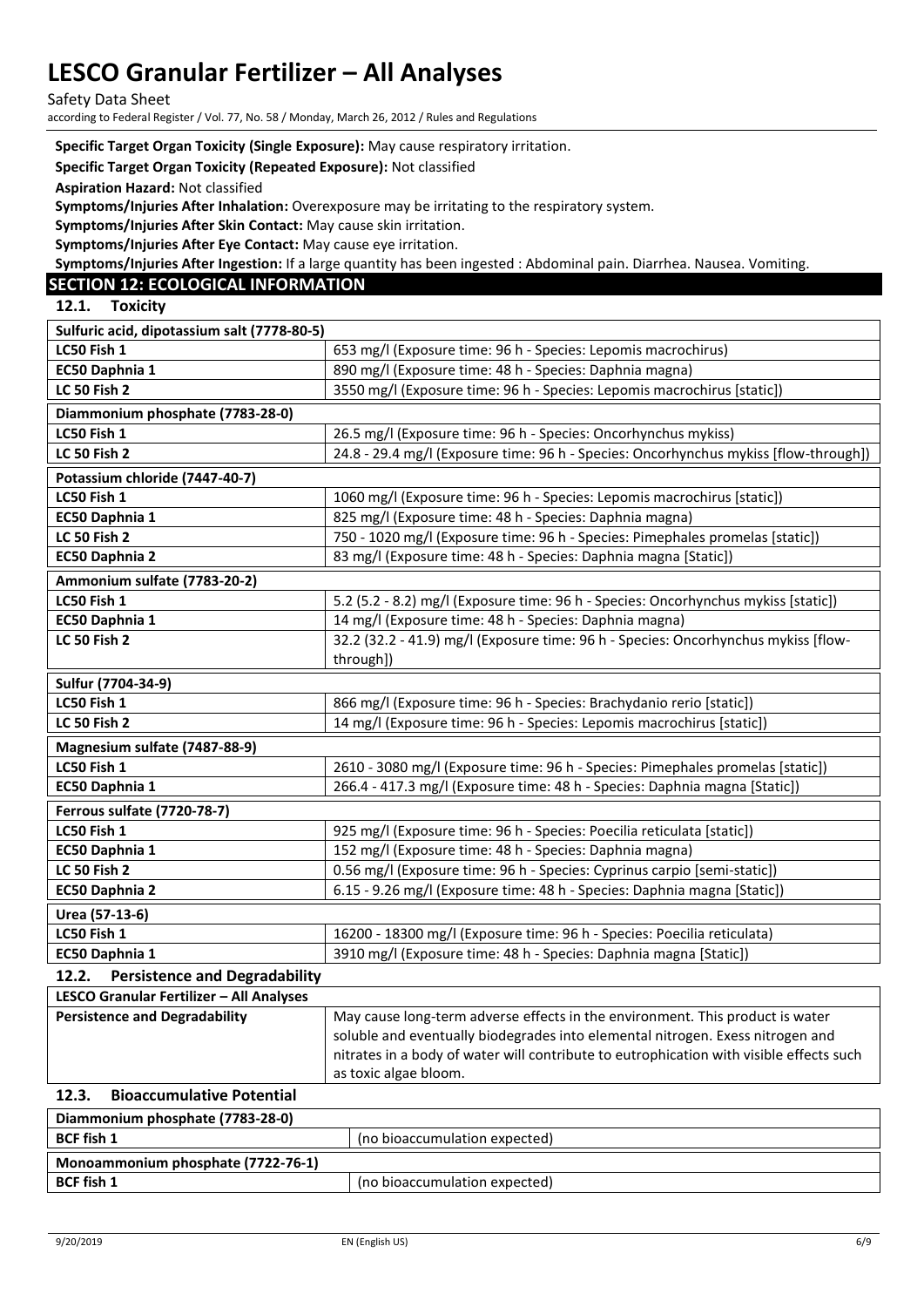**Specific Target Organ Toxicity (Single Exposure):** May cause respiratory irritation.

**Specific Target Organ Toxicity (Repeated Exposure):** Not classified

**Aspiration Hazard:** Not classified

**Symptoms/Injuries After Inhalation:** Overexposure may be irritating to the respiratory system.

**Symptoms/Injuries After Skin Contact:** May cause skin irritation.

**Symptoms/Injuries After Eye Contact:** May cause eye irritation.

**Symptoms/Injuries After Ingestion:** If a large quantity has been ingested : Abdominal pain. Diarrhea. Nausea. Vomiting.

## SECTION 12: ECOLOGICAL INFORMATION

### 12.1. Toxicity

| Sulfuric acid, dipotassium salt (7778-80-5) | |
|---|---|
| LC50 Fish 1 | 653 mg/l (Exposure time: 96 h - Species: Lepomis macrochirus) |
| EC50 Daphnia 1 | 890 mg/l (Exposure time: 48 h - Species: Daphnia magna) |
| LC 50 Fish 2 | 3550 mg/l (Exposure time: 96 h - Species: Lepomis macrochirus [static]) |
| **Diammonium phosphate (7783-28-0)** | |
| LC50 Fish 1 | 26.5 mg/l (Exposure time: 96 h - Species: Oncorhynchus mykiss) |
| LC 50 Fish 2 | 24.8 - 29.4 mg/l (Exposure time: 96 h - Species: Oncorhynchus mykiss [flow-through]) |
| **Potassium chloride (7447-40-7)** | |
| LC50 Fish 1 | 1060 mg/l (Exposure time: 96 h - Species: Lepomis macrochirus [static]) |
| EC50 Daphnia 1 | 825 mg/l (Exposure time: 48 h - Species: Daphnia magna) |
| LC 50 Fish 2 | 750 - 1020 mg/l (Exposure time: 96 h - Species: Pimephales promelas [static]) |
| EC50 Daphnia 2 | 83 mg/l (Exposure time: 48 h - Species: Daphnia magna [Static]) |
| **Ammonium sulfate (7783-20-2)** | |
| LC50 Fish 1 | 5.2 (5.2 - 8.2) mg/l (Exposure time: 96 h - Species: Oncorhynchus mykiss [static]) |
| EC50 Daphnia 1 | 14 mg/l (Exposure time: 48 h - Species: Daphnia magna) |
| LC 50 Fish 2 | 32.2 (32.2 - 41.9) mg/l (Exposure time: 96 h - Species: Oncorhynchus mykiss [flow-through]) |
| **Sulfur (7704-34-9)** | |
| LC50 Fish 1 | 866 mg/l (Exposure time: 96 h - Species: Brachydanio rerio [static]) |
| LC 50 Fish 2 | 14 mg/l (Exposure time: 96 h - Species: Lepomis macrochirus [static]) |
| **Magnesium sulfate (7487-88-9)** | |
| LC50 Fish 1 | 2610 - 3080 mg/l (Exposure time: 96 h - Species: Pimephales promelas [static]) |
| EC50 Daphnia 1 | 266.4 - 417.3 mg/l (Exposure time: 48 h - Species: Daphnia magna [Static]) |
| **Ferrous sulfate (7720-78-7)** | |
| LC50 Fish 1 | 925 mg/l (Exposure time: 96 h - Species: Poecilia reticulata [static]) |
| EC50 Daphnia 1 | 152 mg/l (Exposure time: 48 h - Species: Daphnia magna) |
| LC 50 Fish 2 | 0.56 mg/l (Exposure time: 96 h - Species: Cyprinus carpio [semi-static]) |
| EC50 Daphnia 2 | 6.15 - 9.26 mg/l (Exposure time: 48 h - Species: Daphnia magna [Static]) |
| **Urea (57-13-6)** | |
| LC50 Fish 1 | 16200 - 18300 mg/l (Exposure time: 96 h - Species: Poecilia reticulata) |
| EC50 Daphnia 1 | 3910 mg/l (Exposure time: 48 h - Species: Daphnia magna [Static]) |

### 12.2. Persistence and Degradability

| LESCO Granular Fertilizer – All Analyses | |
|---|---|
| Persistence and Degradability | May cause long-term adverse effects in the environment. This product is water soluble and eventually biodegrades into elemental nitrogen. Exess nitrogen and nitrates in a body of water will contribute to eutrophication with visible effects such as toxic algae bloom. |

### 12.3. Bioaccumulative Potential

| Diammonium phosphate (7783-28-0) | |
|---|---|
| BCF fish 1 | (no bioaccumulation expected) |
| **Monoammonium phosphate (7722-76-1)** | |
| BCF fish 1 | (no bioaccumulation expected) |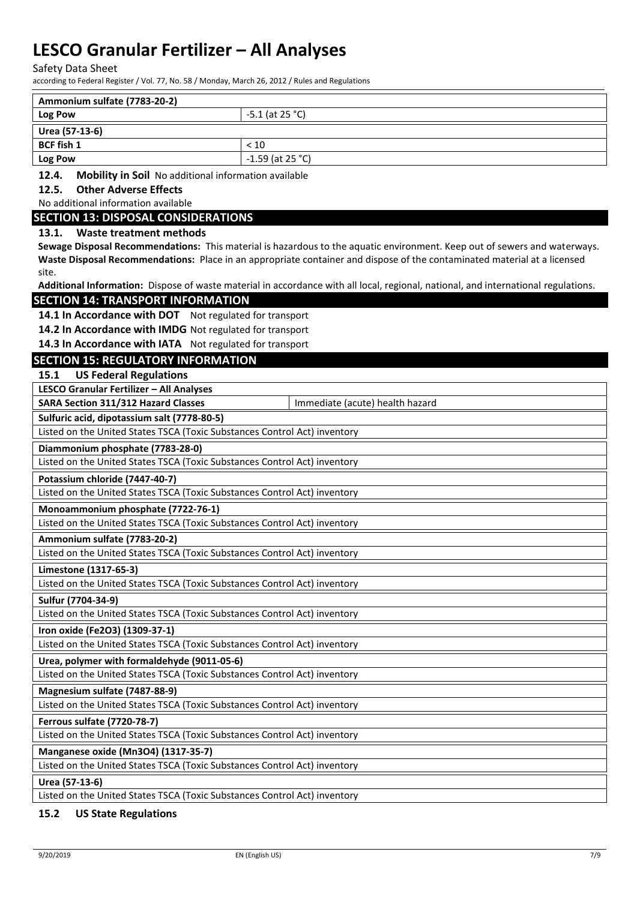| Ammonium sulfate (7783-20-2) | |
|---|---|
| Log Pow | -5.1 (at 25 °C) |

| Urea (57-13-6) | |
|---|---|
| BCF fish 1 | < 10 |
| Log Pow | -1.59 (at 25 °C) |

**12.4. Mobility in Soil** No additional information available

**12.5. Other Adverse Effects**

No additional information available

## SECTION 13: DISPOSAL CONSIDERATIONS

**13.1. Waste treatment methods**

**Sewage Disposal Recommendations:** This material is hazardous to the aquatic environment. Keep out of sewers and waterways.

**Waste Disposal Recommendations:** Place in an appropriate container and dispose of the contaminated material at a licensed site.

**Additional Information:** Dispose of waste material in accordance with all local, regional, national, and international regulations.

## SECTION 14: TRANSPORT INFORMATION

**14.1 In Accordance with DOT** Not regulated for transport

**14.2 In Accordance with IMDG** Not regulated for transport

**14.3 In Accordance with IATA** Not regulated for transport

## SECTION 15: REGULATORY INFORMATION

**15.1 US Federal Regulations**

| LESCO Granular Fertilizer – All Analyses | |
|---|---|
| SARA Section 311/312 Hazard Classes | Immediate (acute) health hazard |

| Sulfuric acid, dipotassium salt (7778-80-5) |
|---|
| Listed on the United States TSCA (Toxic Substances Control Act) inventory |

| Diammonium phosphate (7783-28-0) |
|---|
| Listed on the United States TSCA (Toxic Substances Control Act) inventory |

| Potassium chloride (7447-40-7) |
|---|
| Listed on the United States TSCA (Toxic Substances Control Act) inventory |

| Monoammonium phosphate (7722-76-1) |
|---|
| Listed on the United States TSCA (Toxic Substances Control Act) inventory |

| Ammonium sulfate (7783-20-2) |
|---|
| Listed on the United States TSCA (Toxic Substances Control Act) inventory |

| Limestone (1317-65-3) |
|---|
| Listed on the United States TSCA (Toxic Substances Control Act) inventory |

| Sulfur (7704-34-9) |
|---|
| Listed on the United States TSCA (Toxic Substances Control Act) inventory |

| Iron oxide ($Fe_2O_3$) (1309-37-1) |
|---|
| Listed on the United States TSCA (Toxic Substances Control Act) inventory |

| Urea, polymer with formaldehyde (9011-05-6) |
|---|
| Listed on the United States TSCA (Toxic Substances Control Act) inventory |

| Magnesium sulfate (7487-88-9) |
|---|
| Listed on the United States TSCA (Toxic Substances Control Act) inventory |

| Ferrous sulfate (7720-78-7) |
|---|
| Listed on the United States TSCA (Toxic Substances Control Act) inventory |

| Manganese oxide ($Mn_3O_4$) (1317-35-7) |
|---|
| Listed on the United States TSCA (Toxic Substances Control Act) inventory |

| Urea (57-13-6) |
|---|
| Listed on the United States TSCA (Toxic Substances Control Act) inventory |

**15.2 US State Regulations**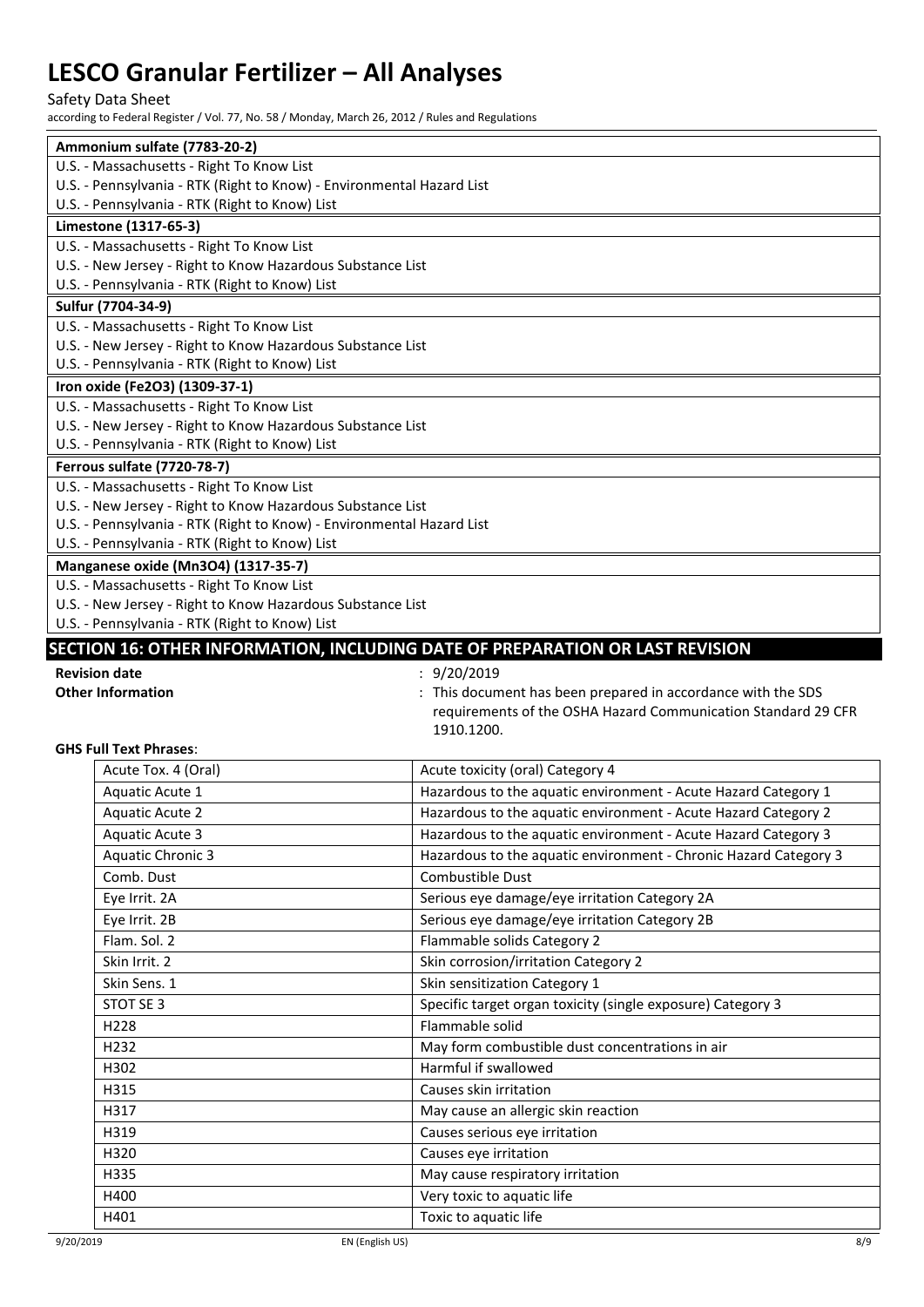| **Ammonium sulfate (7783-20-2)** |
|---|
| U.S. - Massachusetts - Right To Know List |
| U.S. - Pennsylvania - RTK (Right to Know) - Environmental Hazard List |
| U.S. - Pennsylvania - RTK (Right to Know) List |
| **Limestone (1317-65-3)** |
| U.S. - Massachusetts - Right To Know List |
| U.S. - New Jersey - Right to Know Hazardous Substance List |
| U.S. - Pennsylvania - RTK (Right to Know) List |
| **Sulfur (7704-34-9)** |
| U.S. - Massachusetts - Right To Know List |
| U.S. - New Jersey - Right to Know Hazardous Substance List |
| U.S. - Pennsylvania - RTK (Right to Know) List |
| **Iron oxide ($Fe_2O_3$) (1309-37-1)** |
| U.S. - Massachusetts - Right To Know List |
| U.S. - New Jersey - Right to Know Hazardous Substance List |
| U.S. - Pennsylvania - RTK (Right to Know) List |
| **Ferrous sulfate (7720-78-7)** |
| U.S. - Massachusetts - Right To Know List |
| U.S. - New Jersey - Right to Know Hazardous Substance List |
| U.S. - Pennsylvania - RTK (Right to Know) - Environmental Hazard List |
| U.S. - Pennsylvania - RTK (Right to Know) List |
| **Manganese oxide ($Mn_3O_4$) (1317-35-7)** |
| U.S. - Massachusetts - Right To Know List |
| U.S. - New Jersey - Right to Know Hazardous Substance List |
| U.S. - Pennsylvania - RTK (Right to Know) List |

## SECTION 16: OTHER INFORMATION, INCLUDING DATE OF PREPARATION OR LAST REVISION

**Revision date** : 9/20/2019

**Other Information** : This document has been prepared in accordance with the SDS requirements of the OSHA Hazard Communication Standard 29 CFR 1910.1200.

**GHS Full Text Phrases**:

| | |
|---|---|
| Acute Tox. 4 (Oral) | Acute toxicity (oral) Category 4 |
| Aquatic Acute 1 | Hazardous to the aquatic environment - Acute Hazard Category 1 |
| Aquatic Acute 2 | Hazardous to the aquatic environment - Acute Hazard Category 2 |
| Aquatic Acute 3 | Hazardous to the aquatic environment - Acute Hazard Category 3 |
| Aquatic Chronic 3 | Hazardous to the aquatic environment - Chronic Hazard Category 3 |
| Comb. Dust | Combustible Dust |
| Eye Irrit. 2A | Serious eye damage/eye irritation Category 2A |
| Eye Irrit. 2B | Serious eye damage/eye irritation Category 2B |
| Flam. Sol. 2 | Flammable solids Category 2 |
| Skin Irrit. 2 | Skin corrosion/irritation Category 2 |
| Skin Sens. 1 | Skin sensitization Category 1 |
| STOT SE 3 | Specific target organ toxicity (single exposure) Category 3 |
| H228 | Flammable solid |
| H232 | May form combustible dust concentrations in air |
| H302 | Harmful if swallowed |
| H315 | Causes skin irritation |
| H317 | May cause an allergic skin reaction |
| H319 | Causes serious eye irritation |
| H320 | Causes eye irritation |
| H335 | May cause respiratory irritation |
| H400 | Very toxic to aquatic life |
| H401 | Toxic to aquatic life |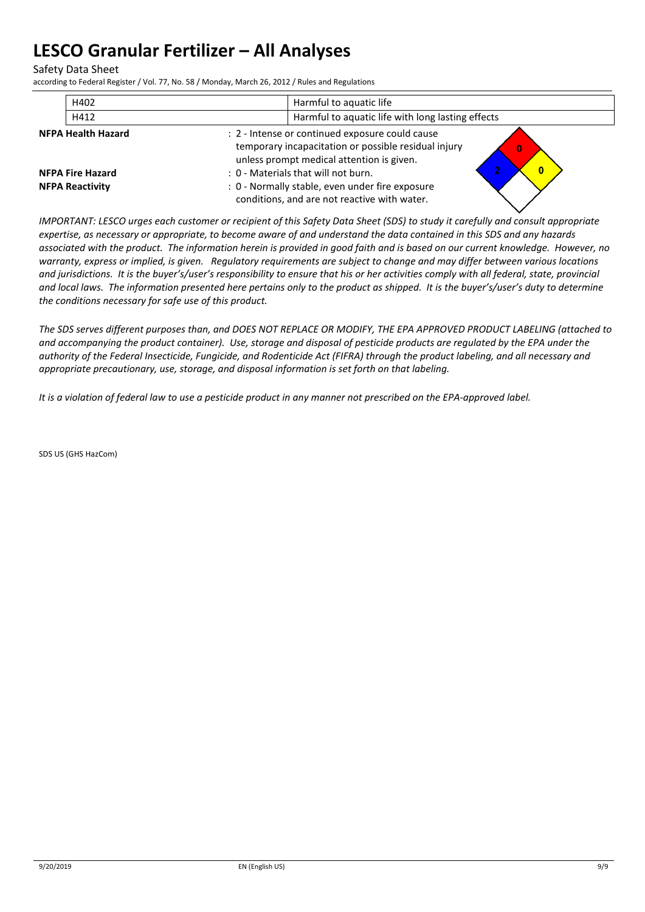| | |
|---|---|
| H402 | Harmful to aquatic life |
| H412 | Harmful to aquatic life with long lasting effects |

**NFPA Health Hazard** : 2 - Intense or continued exposure could cause temporary incapacitation or possible residual injury unless prompt medical attention is given.

**NFPA Fire Hazard** : 0 - Materials that will not burn.

**NFPA Reactivity** : 0 - Normally stable, even under fire exposure conditions, and are not reactive with water.

*IMPORTANT: LESCO urges each customer or recipient of this Safety Data Sheet (SDS) to study it carefully and consult appropriate expertise, as necessary or appropriate, to become aware of and understand the data contained in this SDS and any hazards associated with the product. The information herein is provided in good faith and is based on our current knowledge. However, no warranty, express or implied, is given. Regulatory requirements are subject to change and may differ between various locations and jurisdictions. It is the buyer's/user's responsibility to ensure that his or her activities comply with all federal, state, provincial and local laws. The information presented here pertains only to the product as shipped. It is the buyer's/user's duty to determine the conditions necessary for safe use of this product.*

*The SDS serves different purposes than, and DOES NOT REPLACE OR MODIFY, THE EPA APPROVED PRODUCT LABELING (attached to and accompanying the product container). Use, storage and disposal of pesticide products are regulated by the EPA under the authority of the Federal Insecticide, Fungicide, and Rodenticide Act (FIFRA) through the product labeling, and all necessary and appropriate precautionary, use, storage, and disposal information is set forth on that labeling.*

*It is a violation of federal law to use a pesticide product in any manner not prescribed on the EPA-approved label.*

SDS US (GHS HazCom)